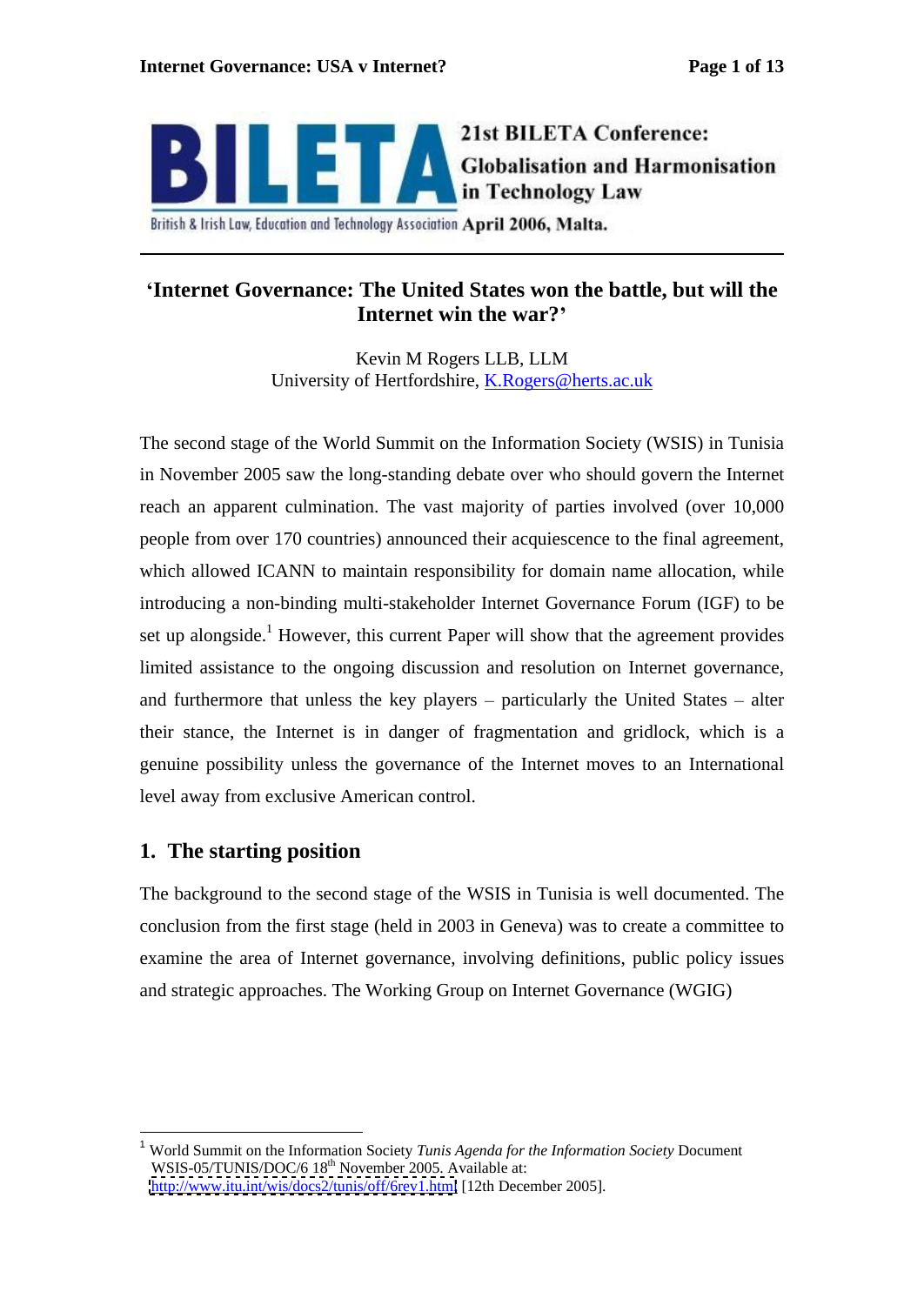21st BILETA Conference: Globalisation and Harmonisation in Technology Law

British & Irish Law, Education and Technology Association April 2006, Malta.

# 'Internet Governance: The United States won the battle, but will the Internet win the war?'

Kevin M Rogers LLB, LLM
University of Hertfordshire, K.Rogers@herts.ac.uk

The second stage of the World Summit on the Information Society (WSIS) in Tunisia in November 2005 saw the long-standing debate over who should govern the Internet reach an apparent culmination. The vast majority of parties involved (over 10,000 people from over 170 countries) announced their acquiescence to the final agreement, which allowed ICANN to maintain responsibility for domain name allocation, while introducing a non-binding multi-stakeholder Internet Governance Forum (IGF) to be set up alongside.[1] However, this current Paper will show that the agreement provides limited assistance to the ongoing discussion and resolution on Internet governance, and furthermore that unless the key players – particularly the United States – alter their stance, the Internet is in danger of fragmentation and gridlock, which is a genuine possibility unless the governance of the Internet moves to an International level away from exclusive American control.

## 1. The starting position

The background to the second stage of the WSIS in Tunisia is well documented. The conclusion from the first stage (held in 2003 in Geneva) was to create a committee to examine the area of Internet governance, involving definitions, public policy issues and strategic approaches. The Working Group on Internet Governance (WGIG)

---

[1] World Summit on the Information Society *Tunis Agenda for the Information Society* Document WSIS-05/TUNIS/DOC/6 18th November 2005. Available at: http://www.itu.int/wis/docs2/tunis/off/6rev1.html [12th December 2005].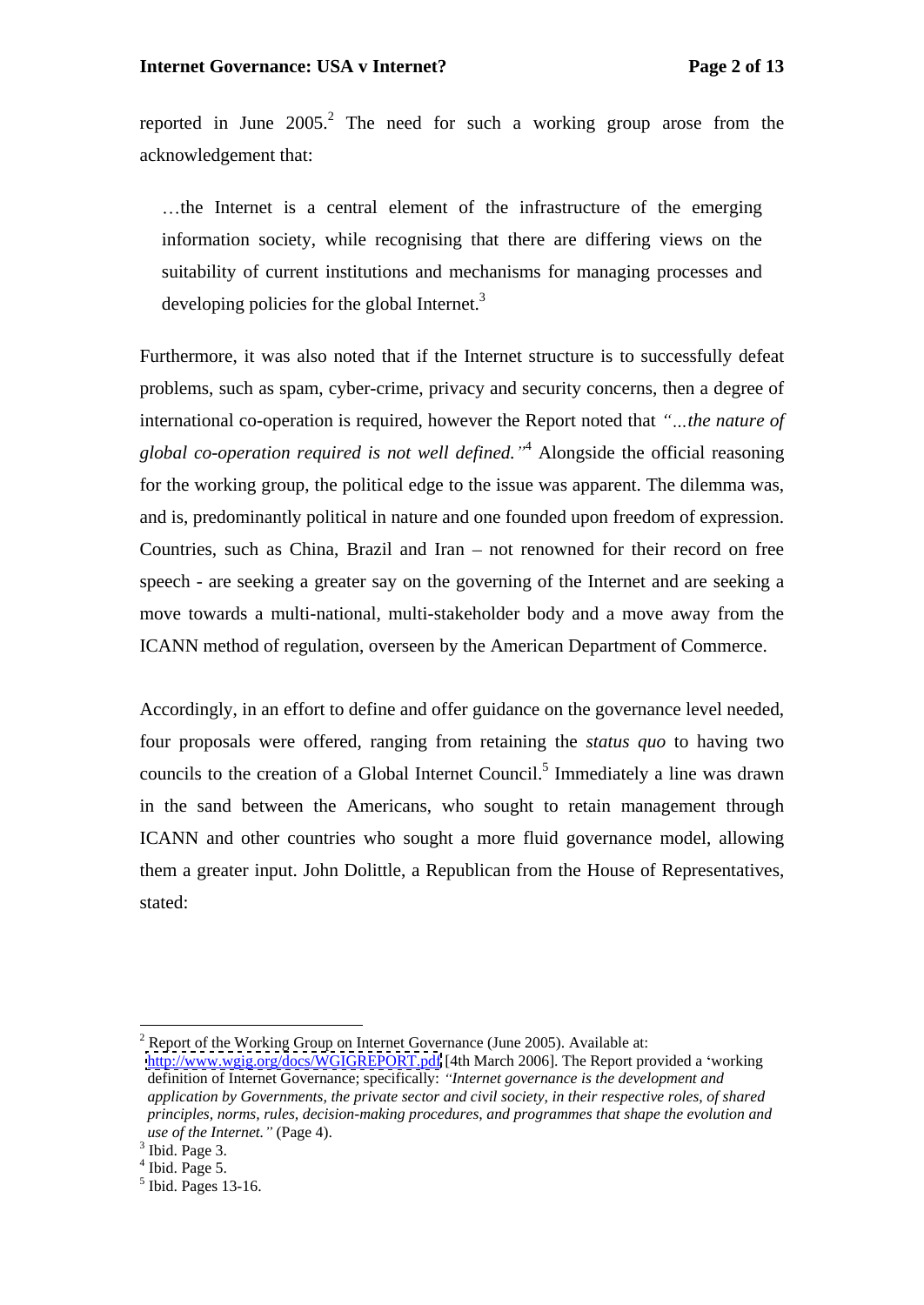reported in June 2005.[2] The need for such a working group arose from the acknowledgement that:

> …the Internet is a central element of the infrastructure of the emerging information society, while recognising that there are differing views on the suitability of current institutions and mechanisms for managing processes and developing policies for the global Internet.[3]

Furthermore, it was also noted that if the Internet structure is to successfully defeat problems, such as spam, cyber-crime, privacy and security concerns, then a degree of international co-operation is required, however the Report noted that *"…the nature of global co-operation required is not well defined."*[4] Alongside the official reasoning for the working group, the political edge to the issue was apparent. The dilemma was, and is, predominantly political in nature and one founded upon freedom of expression. Countries, such as China, Brazil and Iran – not renowned for their record on free speech - are seeking a greater say on the governing of the Internet and are seeking a move towards a multi-national, multi-stakeholder body and a move away from the ICANN method of regulation, overseen by the American Department of Commerce.

Accordingly, in an effort to define and offer guidance on the governance level needed, four proposals were offered, ranging from retaining the *status quo* to having two councils to the creation of a Global Internet Council.[5] Immediately a line was drawn in the sand between the Americans, who sought to retain management through ICANN and other countries who sought a more fluid governance model, allowing them a greater input. John Dolittle, a Republican from the House of Representatives, stated:

---

[2] Report of the Working Group on Internet Governance (June 2005). Available at: http://www.wgig.org/docs/WGIGREPORT.pdf [4th March 2006]. The Report provided a 'working definition of Internet Governance; specifically: *"Internet governance is the development and application by Governments, the private sector and civil society, in their respective roles, of shared principles, norms, rules, decision-making procedures, and programmes that shape the evolution and use of the Internet."* (Page 4).

[3] Ibid. Page 3.

[4] Ibid. Page 5.

[5] Ibid. Pages 13-16.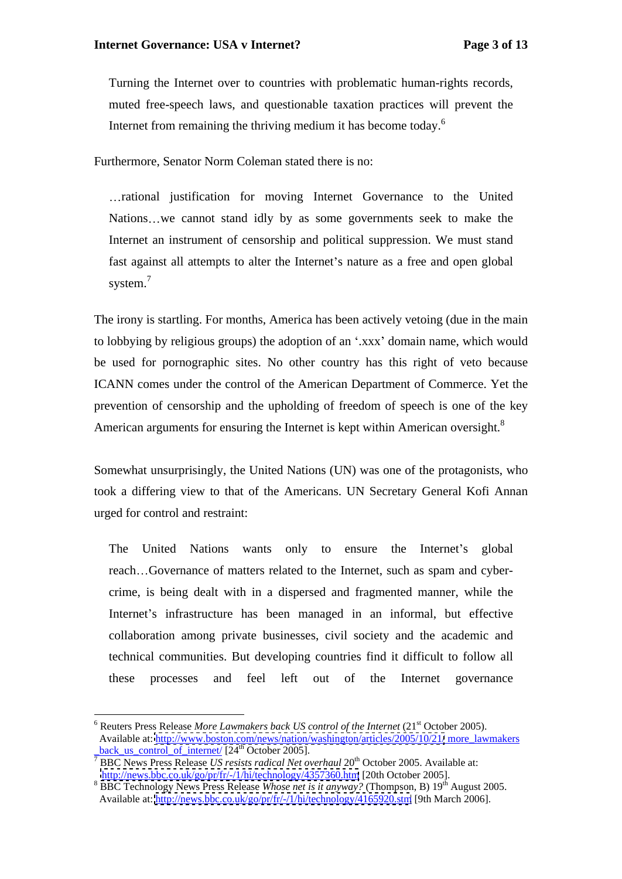> Turning the Internet over to countries with problematic human-rights records, muted free-speech laws, and questionable taxation practices will prevent the Internet from remaining the thriving medium it has become today.[6]

Furthermore, Senator Norm Coleman stated there is no:

> …rational justification for moving Internet Governance to the United Nations…we cannot stand idly by as some governments seek to make the Internet an instrument of censorship and political suppression. We must stand fast against all attempts to alter the Internet's nature as a free and open global system.[7]

The irony is startling. For months, America has been actively vetoing (due in the main to lobbying by religious groups) the adoption of an '.xxx' domain name, which would be used for pornographic sites. No other country has this right of veto because ICANN comes under the control of the American Department of Commerce. Yet the prevention of censorship and the upholding of freedom of speech is one of the key American arguments for ensuring the Internet is kept within American oversight.[8]

Somewhat unsurprisingly, the United Nations (UN) was one of the protagonists, who took a differing view to that of the Americans. UN Secretary General Kofi Annan urged for control and restraint:

> The United Nations wants only to ensure the Internet's global reach…Governance of matters related to the Internet, such as spam and cyber-crime, is being dealt with in a dispersed and fragmented manner, while the Internet's infrastructure has been managed in an informal, but effective collaboration among private businesses, civil society and the academic and technical communities. But developing countries find it difficult to follow all these processes and feel left out of the Internet governance

---

[6] Reuters Press Release *More Lawmakers back US control of the Internet* (21st October 2005). Available at: http://www.boston.com/news/nation/washington/articles/2005/10/21/more_lawmakers_back_us_control_of_internet/ [24th October 2005].

[7] BBC News Press Release *US resists radical Net overhaul* 20th October 2005. Available at: http://news.bbc.co.uk/go/pr/fr/-/1/hi/technology/4357360.htm [20th October 2005].

[8] BBC Technology News Press Release *Whose net is it anyway?* (Thompson, B) 19th August 2005. Available at: http://news.bbc.co.uk/go/pr/fr/-/1/hi/technology/4165920.stm [9th March 2006].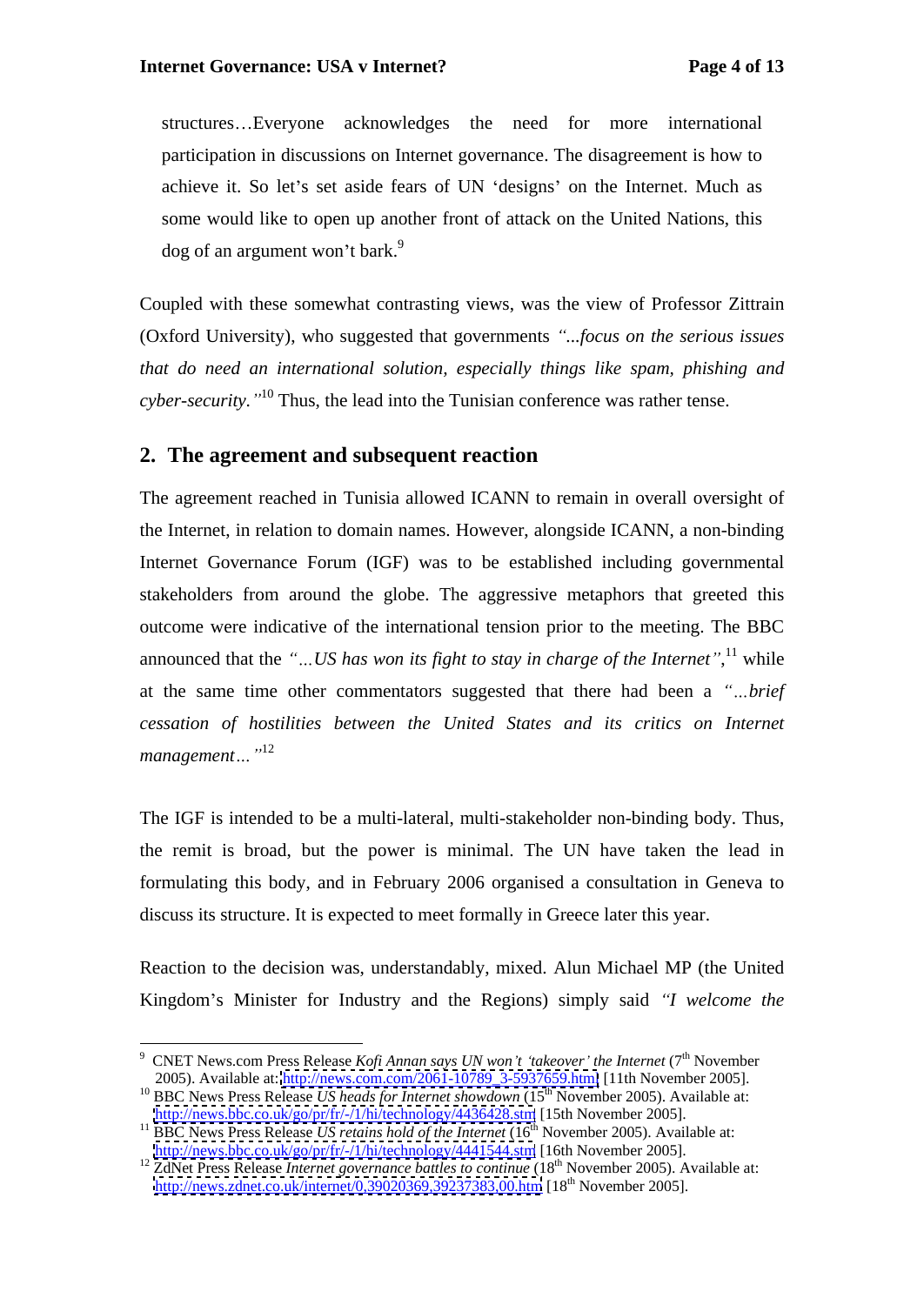structures…Everyone acknowledges the need for more international participation in discussions on Internet governance. The disagreement is how to achieve it. So let's set aside fears of UN 'designs' on the Internet. Much as some would like to open up another front of attack on the United Nations, this dog of an argument won't bark.[9]

Coupled with these somewhat contrasting views, was the view of Professor Zittrain (Oxford University), who suggested that governments *"...focus on the serious issues that do need an international solution, especially things like spam, phishing and cyber-security."*[10] Thus, the lead into the Tunisian conference was rather tense.

## 2. The agreement and subsequent reaction

The agreement reached in Tunisia allowed ICANN to remain in overall oversight of the Internet, in relation to domain names. However, alongside ICANN, a non-binding Internet Governance Forum (IGF) was to be established including governmental stakeholders from around the globe. The aggressive metaphors that greeted this outcome were indicative of the international tension prior to the meeting. The BBC announced that the *"…US has won its fight to stay in charge of the Internet"*,[11] while at the same time other commentators suggested that there had been a *"…brief cessation of hostilities between the United States and its critics on Internet management…"*[12]

The IGF is intended to be a multi-lateral, multi-stakeholder non-binding body. Thus, the remit is broad, but the power is minimal. The UN have taken the lead in formulating this body, and in February 2006 organised a consultation in Geneva to discuss its structure. It is expected to meet formally in Greece later this year.

Reaction to the decision was, understandably, mixed. Alun Michael MP (the United Kingdom's Minister for Industry and the Regions) simply said *"I welcome the*

---

[9] CNET News.com Press Release *Kofi Annan says UN won't 'takeover' the Internet* (7th November 2005). Available at: http://news.com.com/2061-10789_3-5937659.html [11th November 2005].

[10] BBC News Press Release *US heads for Internet showdown* (15th November 2005). Available at: http://news.bbc.co.uk/go/pr/fr/-/1/hi/technology/4436428.stm [15th November 2005].

[11] BBC News Press Release *US retains hold of the Internet* (16th November 2005). Available at: http://news.bbc.co.uk/go/pr/fr/-/1/hi/technology/4441544.stm [16th November 2005].

[12] ZdNet Press Release *Internet governance battles to continue* (18th November 2005). Available at: http://news.zdnet.co.uk/internet/0,39020369,39237383,00.htm [18th November 2005].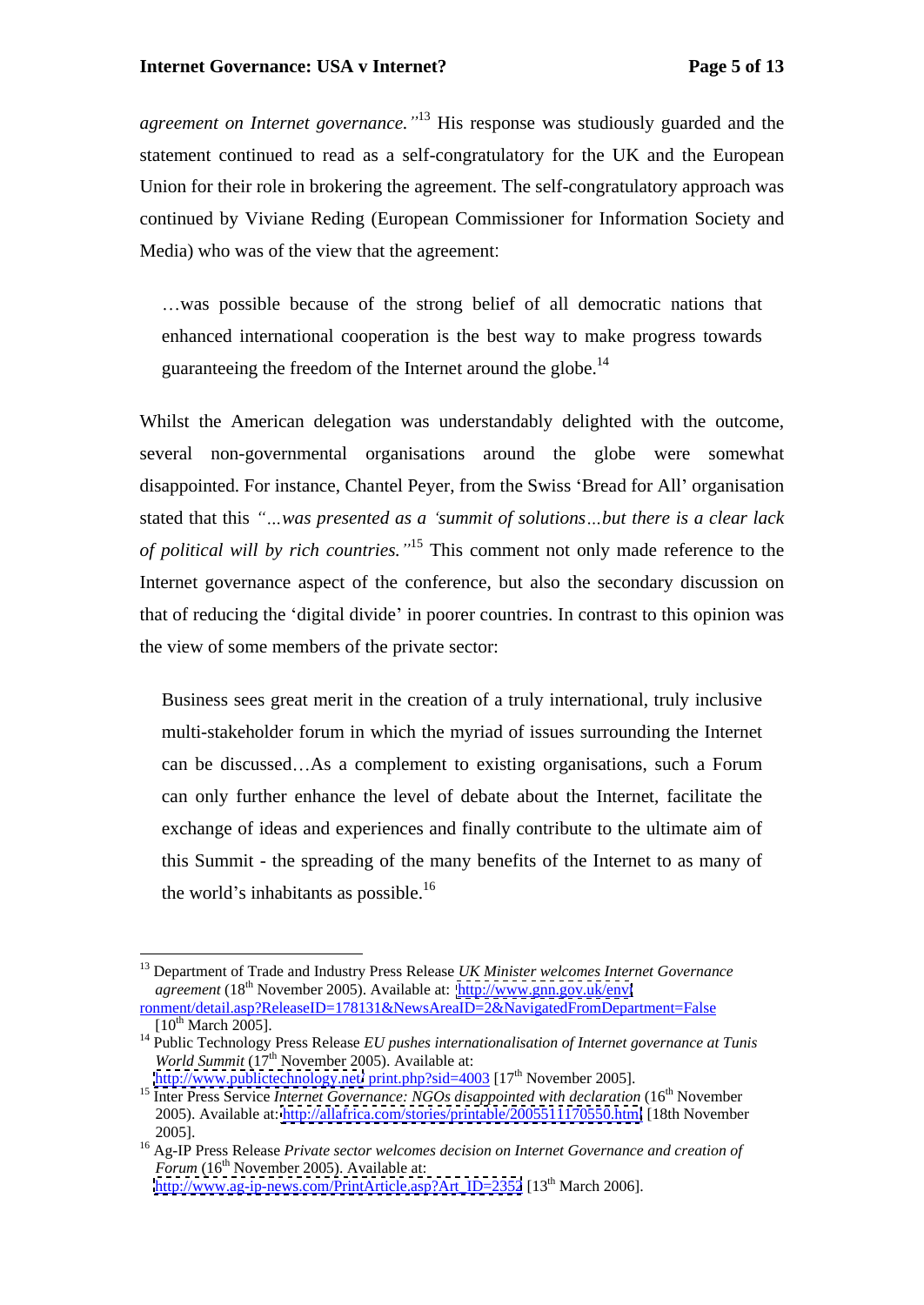*agreement on Internet governance."*[13] His response was studiously guarded and the statement continued to read as a self-congratulatory for the UK and the European Union for their role in brokering the agreement. The self-congratulatory approach was continued by Viviane Reding (European Commissioner for Information Society and Media) who was of the view that the agreement:

> …was possible because of the strong belief of all democratic nations that enhanced international cooperation is the best way to make progress towards guaranteeing the freedom of the Internet around the globe.[14]

Whilst the American delegation was understandably delighted with the outcome, several non-governmental organisations around the globe were somewhat disappointed. For instance, Chantel Peyer, from the Swiss 'Bread for All' organisation stated that this *"…was presented as a 'summit of solutions…but there is a clear lack of political will by rich countries."*[15] This comment not only made reference to the Internet governance aspect of the conference, but also the secondary discussion on that of reducing the 'digital divide' in poorer countries. In contrast to this opinion was the view of some members of the private sector:

> Business sees great merit in the creation of a truly international, truly inclusive multi-stakeholder forum in which the myriad of issues surrounding the Internet can be discussed…As a complement to existing organisations, such a Forum can only further enhance the level of debate about the Internet, facilitate the exchange of ideas and experiences and finally contribute to the ultimate aim of this Summit - the spreading of the many benefits of the Internet to as many of the world's inhabitants as possible.[16]

---

[13] Department of Trade and Industry Press Release *UK Minister welcomes Internet Governance agreement* (18th November 2005). Available at: http://www.gnn.gov.uk/environment/detail.asp?ReleaseID=178131&NewsAreaID=2&NavigatedFromDepartment=False [10th March 2005].

[14] Public Technology Press Release *EU pushes internationalisation of Internet governance at Tunis World Summit* (17th November 2005). Available at: http://www.publictechnology.net/print.php?sid=4003 [17th November 2005].

[15] Inter Press Service *Internet Governance: NGOs disappointed with declaration* (16th November 2005). Available at: http://allafrica.com/stories/printable/200511170550.html [18th November 2005].

[16] Ag-IP Press Release *Private sector welcomes decision on Internet Governance and creation of Forum* (16th November 2005). Available at: http://www.ag-ip-news.com/PrintArticle.asp?Art_ID=2352 [13th March 2006].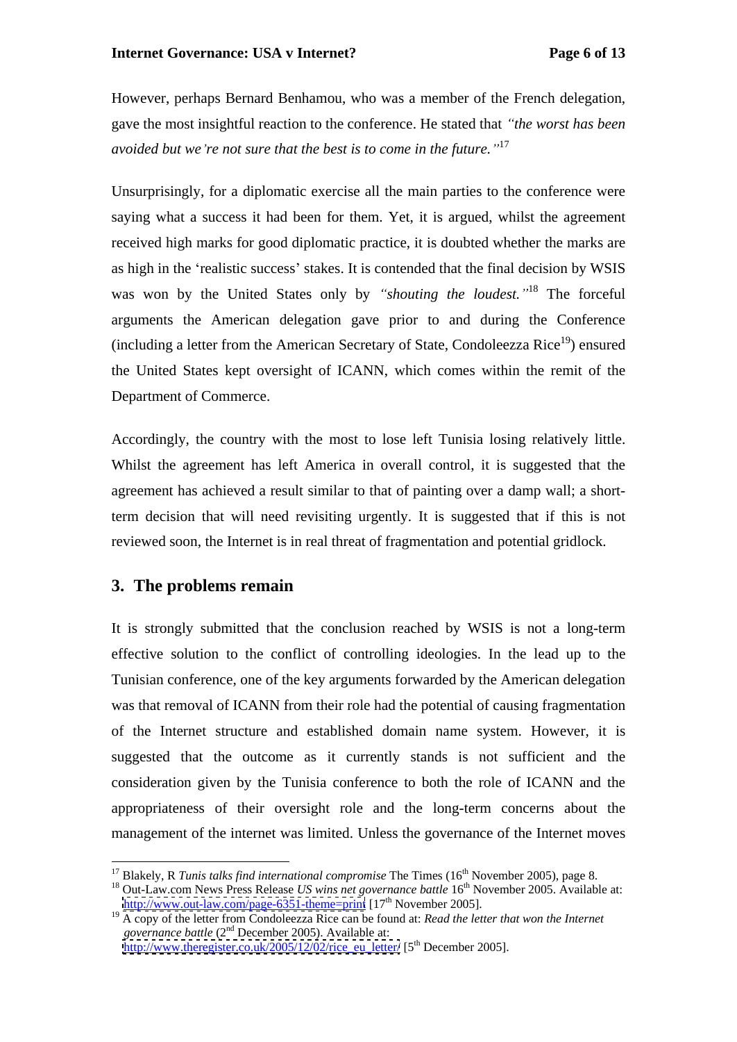However, perhaps Bernard Benhamou, who was a member of the French delegation, gave the most insightful reaction to the conference. He stated that *"the worst has been avoided but we're not sure that the best is to come in the future."*[17]

Unsurprisingly, for a diplomatic exercise all the main parties to the conference were saying what a success it had been for them. Yet, it is argued, whilst the agreement received high marks for good diplomatic practice, it is doubted whether the marks are as high in the 'realistic success' stakes. It is contended that the final decision by WSIS was won by the United States only by *"shouting the loudest."*[18] The forceful arguments the American delegation gave prior to and during the Conference (including a letter from the American Secretary of State, Condoleezza Rice[19]) ensured the United States kept oversight of ICANN, which comes within the remit of the Department of Commerce.

Accordingly, the country with the most to lose left Tunisia losing relatively little. Whilst the agreement has left America in overall control, it is suggested that the agreement has achieved a result similar to that of painting over a damp wall; a short-term decision that will need revisiting urgently. It is suggested that if this is not reviewed soon, the Internet is in real threat of fragmentation and potential gridlock.

## 3. The problems remain

It is strongly submitted that the conclusion reached by WSIS is not a long-term effective solution to the conflict of controlling ideologies. In the lead up to the Tunisian conference, one of the key arguments forwarded by the American delegation was that removal of ICANN from their role had the potential of causing fragmentation of the Internet structure and established domain name system. However, it is suggested that the outcome as it currently stands is not sufficient and the consideration given by the Tunisia conference to both the role of ICANN and the appropriateness of their oversight role and the long-term concerns about the management of the internet was limited. Unless the governance of the Internet moves

---

[17] Blakely, R *Tunis talks find international compromise* The Times (16th November 2005), page 8.

[18] Out-Law.com News Press Release *US wins net governance battle* 16th November 2005. Available at: http://www.out-law.com/page-6351-theme=print [17th November 2005].

[19] A copy of the letter from Condoleezza Rice can be found at: *Read the letter that won the Internet governance battle* (2nd December 2005). Available at: http://www.theregister.co.uk/2005/12/02/rice_eu_letter/ [5th December 2005].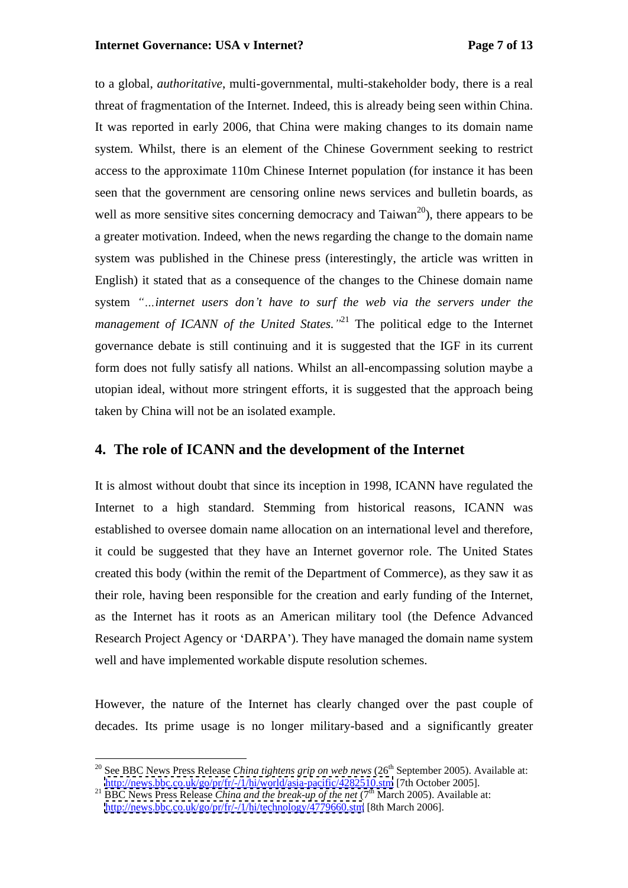to a global, *authoritative*, multi-governmental, multi-stakeholder body, there is a real threat of fragmentation of the Internet. Indeed, this is already being seen within China. It was reported in early 2006, that China were making changes to its domain name system. Whilst, there is an element of the Chinese Government seeking to restrict access to the approximate 110m Chinese Internet population (for instance it has been seen that the government are censoring online news services and bulletin boards, as well as more sensitive sites concerning democracy and Taiwan[20]), there appears to be a greater motivation. Indeed, when the news regarding the change to the domain name system was published in the Chinese press (interestingly, the article was written in English) it stated that as a consequence of the changes to the Chinese domain name system *"…internet users don't have to surf the web via the servers under the management of ICANN of the United States."*[21] The political edge to the Internet governance debate is still continuing and it is suggested that the IGF in its current form does not fully satisfy all nations. Whilst an all-encompassing solution maybe a utopian ideal, without more stringent efforts, it is suggested that the approach being taken by China will not be an isolated example.

## 4. The role of ICANN and the development of the Internet

It is almost without doubt that since its inception in 1998, ICANN have regulated the Internet to a high standard. Stemming from historical reasons, ICANN was established to oversee domain name allocation on an international level and therefore, it could be suggested that they have an Internet governor role. The United States created this body (within the remit of the Department of Commerce), as they saw it as their role, having been responsible for the creation and early funding of the Internet, as the Internet has it roots as an American military tool (the Defence Advanced Research Project Agency or 'DARPA'). They have managed the domain name system well and have implemented workable dispute resolution schemes.

However, the nature of the Internet has clearly changed over the past couple of decades. Its prime usage is no longer military-based and a significantly greater

---

[20] See BBC News Press Release *China tightens grip on web news* (26th September 2005). Available at: http://news.bbc.co.uk/go/pr/fr/-/1/hi/world/asia-pacific/4282510.stm [7th October 2005].

[21] BBC News Press Release *China and the break-up of the net* (7th March 2005). Available at: http://news.bbc.co.uk/go/pr/fr/-/1/hi/technology/4779660.stm [8th March 2006].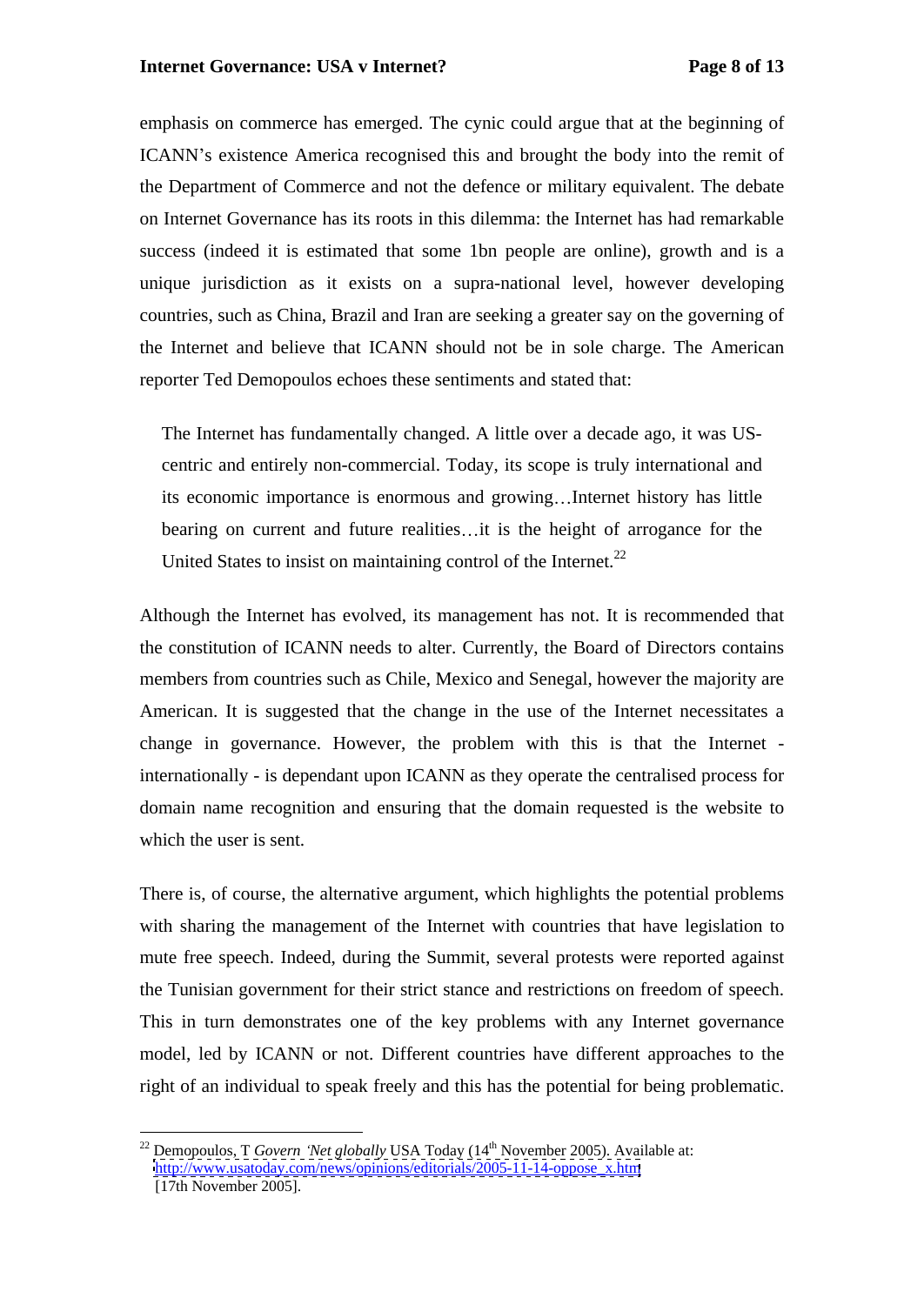emphasis on commerce has emerged. The cynic could argue that at the beginning of ICANN's existence America recognised this and brought the body into the remit of the Department of Commerce and not the defence or military equivalent. The debate on Internet Governance has its roots in this dilemma: the Internet has had remarkable success (indeed it is estimated that some 1bn people are online), growth and is a unique jurisdiction as it exists on a supra-national level, however developing countries, such as China, Brazil and Iran are seeking a greater say on the governing of the Internet and believe that ICANN should not be in sole charge. The American reporter Ted Demopoulos echoes these sentiments and stated that:

> The Internet has fundamentally changed. A little over a decade ago, it was US-centric and entirely non-commercial. Today, its scope is truly international and its economic importance is enormous and growing…Internet history has little bearing on current and future realities…it is the height of arrogance for the United States to insist on maintaining control of the Internet.[22]

Although the Internet has evolved, its management has not. It is recommended that the constitution of ICANN needs to alter. Currently, the Board of Directors contains members from countries such as Chile, Mexico and Senegal, however the majority are American. It is suggested that the change in the use of the Internet necessitates a change in governance. However, the problem with this is that the Internet - internationally - is dependant upon ICANN as they operate the centralised process for domain name recognition and ensuring that the domain requested is the website to which the user is sent.

There is, of course, the alternative argument, which highlights the potential problems with sharing the management of the Internet with countries that have legislation to mute free speech. Indeed, during the Summit, several protests were reported against the Tunisian government for their strict stance and restrictions on freedom of speech. This in turn demonstrates one of the key problems with any Internet governance model, led by ICANN or not. Different countries have different approaches to the right of an individual to speak freely and this has the potential for being problematic.

---

[22] Demopoulos, T *Govern 'Net globally* USA Today (14th November 2005). Available at: http://www.usatoday.com/news/opinions/editorials/2005-11-14-oppose_x.htm [17th November 2005].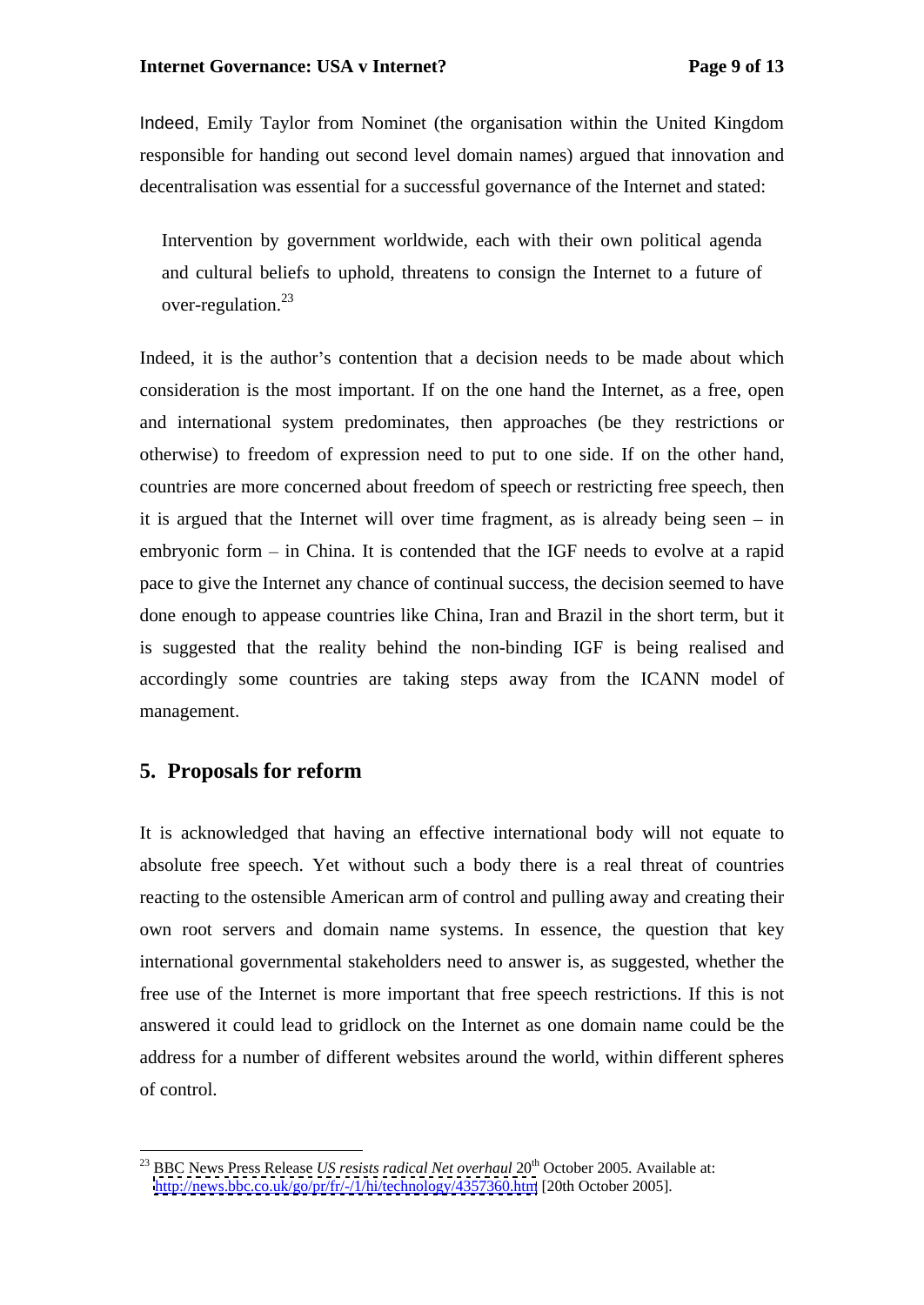Indeed, Emily Taylor from Nominet (the organisation within the United Kingdom responsible for handing out second level domain names) argued that innovation and decentralisation was essential for a successful governance of the Internet and stated:

> Intervention by government worldwide, each with their own political agenda and cultural beliefs to uphold, threatens to consign the Internet to a future of over-regulation.[23]

Indeed, it is the author's contention that a decision needs to be made about which consideration is the most important. If on the one hand the Internet, as a free, open and international system predominates, then approaches (be they restrictions or otherwise) to freedom of expression need to put to one side. If on the other hand, countries are more concerned about freedom of speech or restricting free speech, then it is argued that the Internet will over time fragment, as is already being seen – in embryonic form – in China. It is contended that the IGF needs to evolve at a rapid pace to give the Internet any chance of continual success, the decision seemed to have done enough to appease countries like China, Iran and Brazil in the short term, but it is suggested that the reality behind the non-binding IGF is being realised and accordingly some countries are taking steps away from the ICANN model of management.

## 5. Proposals for reform

It is acknowledged that having an effective international body will not equate to absolute free speech. Yet without such a body there is a real threat of countries reacting to the ostensible American arm of control and pulling away and creating their own root servers and domain name systems. In essence, the question that key international governmental stakeholders need to answer is, as suggested, whether the free use of the Internet is more important that free speech restrictions. If this is not answered it could lead to gridlock on the Internet as one domain name could be the address for a number of different websites around the world, within different spheres of control.

---

[23] BBC News Press Release *US resists radical Net overhaul* 20th October 2005. Available at: http://news.bbc.co.uk/go/pr/fr/-/1/hi/technology/4357360.htm [20th October 2005].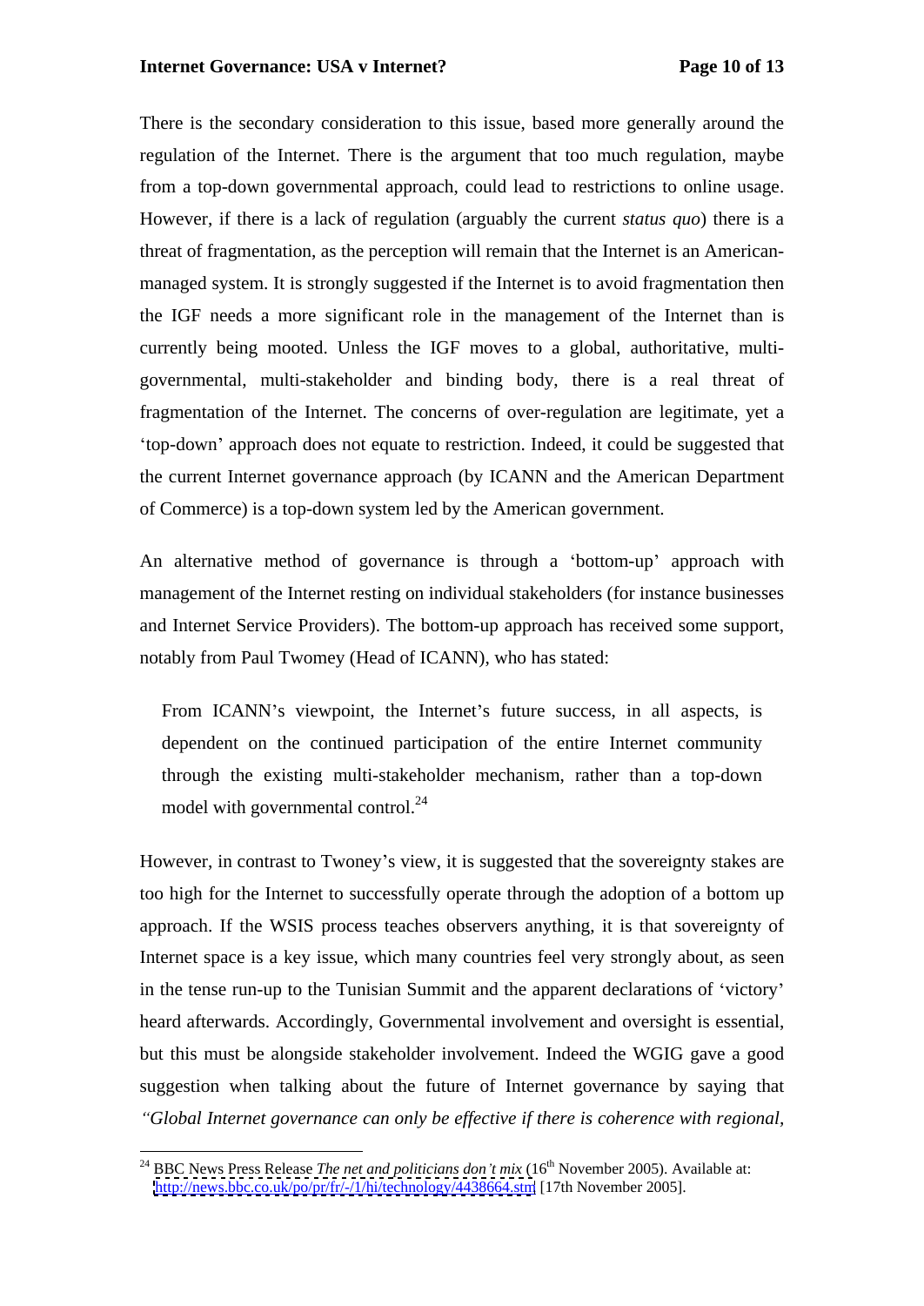There is the secondary consideration to this issue, based more generally around the regulation of the Internet. There is the argument that too much regulation, maybe from a top-down governmental approach, could lead to restrictions to online usage. However, if there is a lack of regulation (arguably the current *status quo*) there is a threat of fragmentation, as the perception will remain that the Internet is an American-managed system. It is strongly suggested if the Internet is to avoid fragmentation then the IGF needs a more significant role in the management of the Internet than is currently being mooted. Unless the IGF moves to a global, authoritative, multi-governmental, multi-stakeholder and binding body, there is a real threat of fragmentation of the Internet. The concerns of over-regulation are legitimate, yet a 'top-down' approach does not equate to restriction. Indeed, it could be suggested that the current Internet governance approach (by ICANN and the American Department of Commerce) is a top-down system led by the American government.

An alternative method of governance is through a 'bottom-up' approach with management of the Internet resting on individual stakeholders (for instance businesses and Internet Service Providers). The bottom-up approach has received some support, notably from Paul Twomey (Head of ICANN), who has stated:

> From ICANN's viewpoint, the Internet's future success, in all aspects, is dependent on the continued participation of the entire Internet community through the existing multi-stakeholder mechanism, rather than a top-down model with governmental control.[24]

However, in contrast to Twoney's view, it is suggested that the sovereignty stakes are too high for the Internet to successfully operate through the adoption of a bottom up approach. If the WSIS process teaches observers anything, it is that sovereignty of Internet space is a key issue, which many countries feel very strongly about, as seen in the tense run-up to the Tunisian Summit and the apparent declarations of 'victory' heard afterwards. Accordingly, Governmental involvement and oversight is essential, but this must be alongside stakeholder involvement. Indeed the WGIG gave a good suggestion when talking about the future of Internet governance by saying that *"Global Internet governance can only be effective if there is coherence with regional,*

---

[24] BBC News Press Release *The net and politicians don't mix* (16th November 2005). Available at: http://news.bbc.co.uk/po/pr/fr/-/1/hi/technology/4438664.stm [17th November 2005].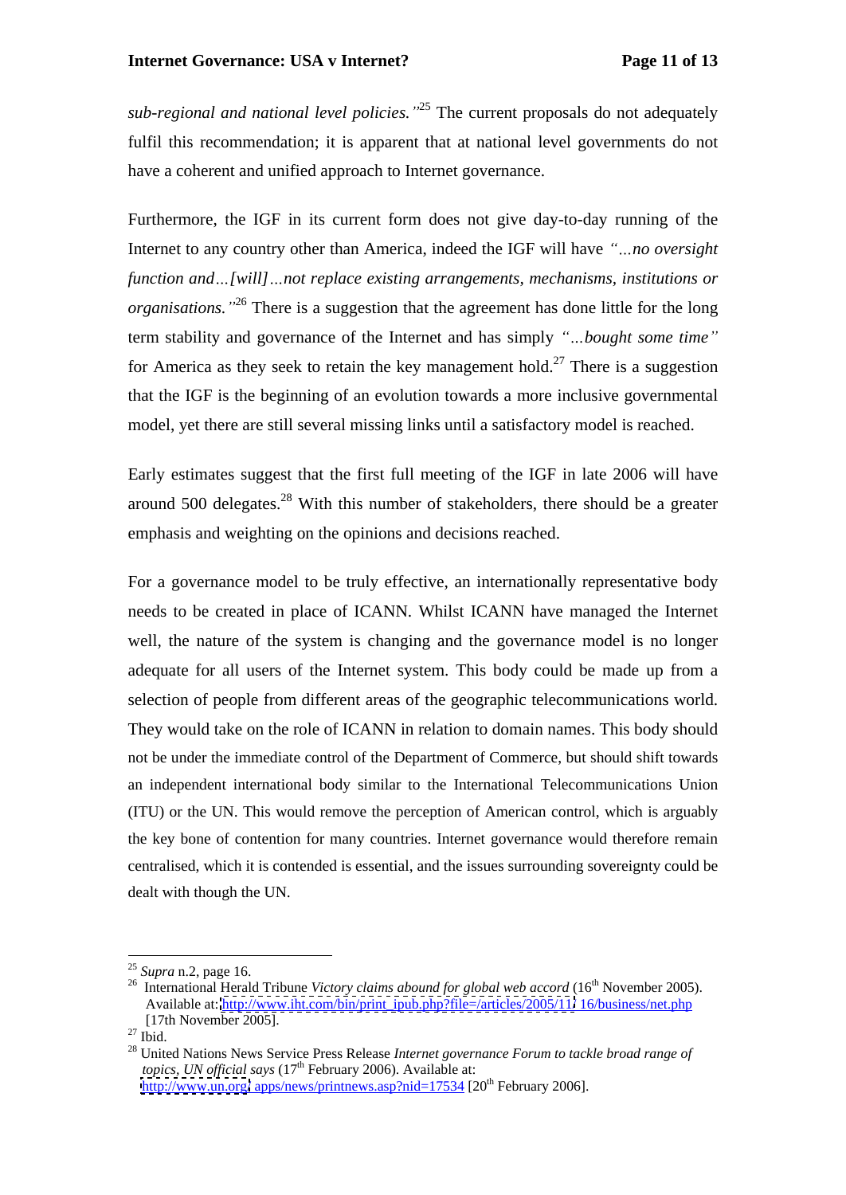*sub-regional and national level policies."*[25] The current proposals do not adequately fulfil this recommendation; it is apparent that at national level governments do not have a coherent and unified approach to Internet governance.

Furthermore, the IGF in its current form does not give day-to-day running of the Internet to any country other than America, indeed the IGF will have *"…no oversight function and…[will]…not replace existing arrangements, mechanisms, institutions or organisations."*[26] There is a suggestion that the agreement has done little for the long term stability and governance of the Internet and has simply *"…bought some time"* for America as they seek to retain the key management hold.[27] There is a suggestion that the IGF is the beginning of an evolution towards a more inclusive governmental model, yet there are still several missing links until a satisfactory model is reached.

Early estimates suggest that the first full meeting of the IGF in late 2006 will have around 500 delegates.[28] With this number of stakeholders, there should be a greater emphasis and weighting on the opinions and decisions reached.

For a governance model to be truly effective, an internationally representative body needs to be created in place of ICANN. Whilst ICANN have managed the Internet well, the nature of the system is changing and the governance model is no longer adequate for all users of the Internet system. This body could be made up from a selection of people from different areas of the geographic telecommunications world. They would take on the role of ICANN in relation to domain names. This body should not be under the immediate control of the Department of Commerce, but should shift towards an independent international body similar to the International Telecommunications Union (ITU) or the UN. This would remove the perception of American control, which is arguably the key bone of contention for many countries. Internet governance would therefore remain centralised, which it is contended is essential, and the issues surrounding sovereignty could be dealt with though the UN.

---

[25] *Supra* n.2, page 16.

[26] International Herald Tribune *Victory claims abound for global web accord* (16th November 2005). Available at: http://www.iht.com/bin/print_ipub.php?file=/articles/2005/11/16/business/net.php [17th November 2005].

[27] Ibid.

[28] United Nations News Service Press Release *Internet governance Forum to tackle broad range of topics, UN official says* (17th February 2006). Available at: http://www.un.org/apps/news/printnews.asp?nid=17534 [20th February 2006].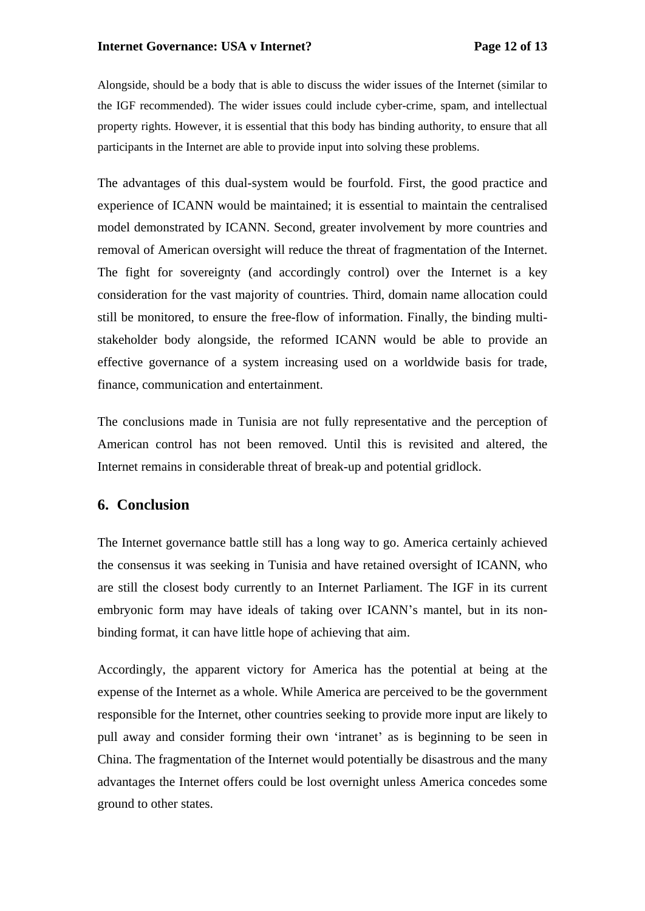Alongside, should be a body that is able to discuss the wider issues of the Internet (similar to the IGF recommended). The wider issues could include cyber-crime, spam, and intellectual property rights. However, it is essential that this body has binding authority, to ensure that all participants in the Internet are able to provide input into solving these problems.

The advantages of this dual-system would be fourfold. First, the good practice and experience of ICANN would be maintained; it is essential to maintain the centralised model demonstrated by ICANN. Second, greater involvement by more countries and removal of American oversight will reduce the threat of fragmentation of the Internet. The fight for sovereignty (and accordingly control) over the Internet is a key consideration for the vast majority of countries. Third, domain name allocation could still be monitored, to ensure the free-flow of information. Finally, the binding multi-stakeholder body alongside, the reformed ICANN would be able to provide an effective governance of a system increasing used on a worldwide basis for trade, finance, communication and entertainment.

The conclusions made in Tunisia are not fully representative and the perception of American control has not been removed. Until this is revisited and altered, the Internet remains in considerable threat of break-up and potential gridlock.

## 6. Conclusion

The Internet governance battle still has a long way to go. America certainly achieved the consensus it was seeking in Tunisia and have retained oversight of ICANN, who are still the closest body currently to an Internet Parliament. The IGF in its current embryonic form may have ideals of taking over ICANN's mantel, but in its non-binding format, it can have little hope of achieving that aim.

Accordingly, the apparent victory for America has the potential at being at the expense of the Internet as a whole. While America are perceived to be the government responsible for the Internet, other countries seeking to provide more input are likely to pull away and consider forming their own 'intranet' as is beginning to be seen in China. The fragmentation of the Internet would potentially be disastrous and the many advantages the Internet offers could be lost overnight unless America concedes some ground to other states.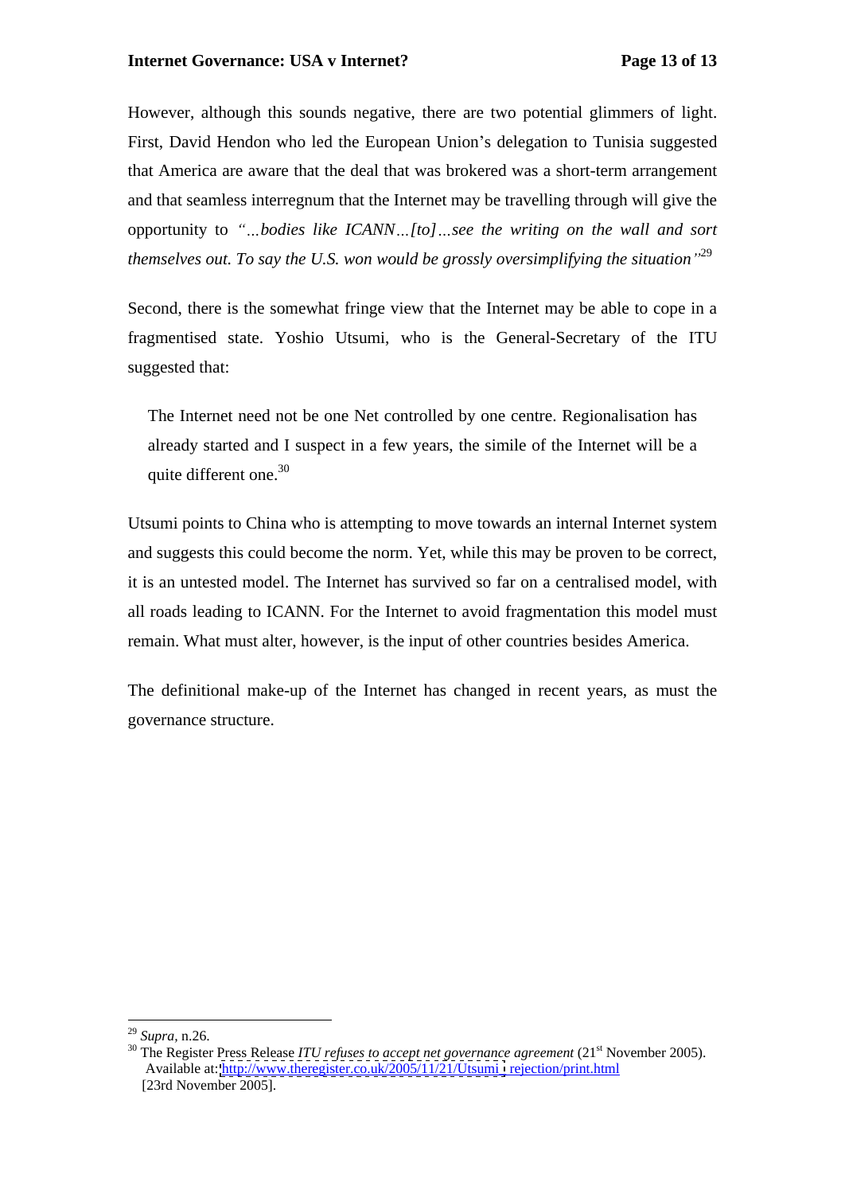However, although this sounds negative, there are two potential glimmers of light. First, David Hendon who led the European Union's delegation to Tunisia suggested that America are aware that the deal that was brokered was a short-term arrangement and that seamless interregnum that the Internet may be travelling through will give the opportunity to *"…bodies like ICANN…[to]…see the writing on the wall and sort themselves out. To say the U.S. won would be grossly oversimplifying the situation"*[29]

Second, there is the somewhat fringe view that the Internet may be able to cope in a fragmentised state. Yoshio Utsumi, who is the General-Secretary of the ITU suggested that:

> The Internet need not be one Net controlled by one centre. Regionalisation has already started and I suspect in a few years, the simile of the Internet will be a quite different one.[30]

Utsumi points to China who is attempting to move towards an internal Internet system and suggests this could become the norm. Yet, while this may be proven to be correct, it is an untested model. The Internet has survived so far on a centralised model, with all roads leading to ICANN. For the Internet to avoid fragmentation this model must remain. What must alter, however, is the input of other countries besides America.

The definitional make-up of the Internet has changed in recent years, as must the governance structure.

---

[29] *Supra,* n.26.

[30] The Register Press Release *ITU refuses to accept net governance agreement* (21st November 2005). Available at: http://www.theregister.co.uk/2005/11/21/Utsumi_rejection/print.html [23rd November 2005].